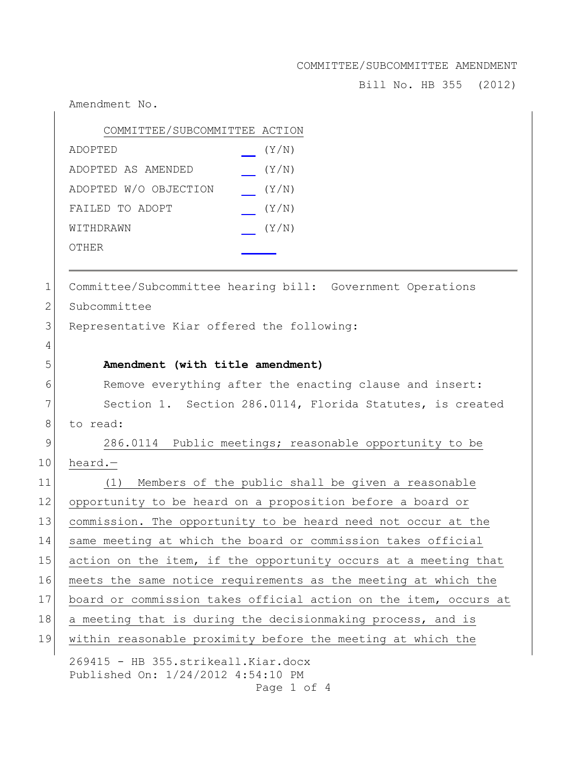COMMITTEE/SUBCOMMITTEE AMENDMENT

Bill No. HB 355 (2012)

Amendment No.

| COMMITTEE/SUBCOMMITTEE ACTION | |
|---|---|
| ADOPTED | __ (Y/N) |
| ADOPTED AS AMENDED | __ (Y/N) |
| ADOPTED W/O OBJECTION | __ (Y/N) |
| FAILED TO ADOPT | __ (Y/N) |
| WITHDRAWN | __ (Y/N) |
| OTHER | ____ |

---

1 Committee/Subcommittee hearing bill: Government Operations
2 Subcommittee
3 Representative Kiar offered the following:
4
5 **Amendment (with title amendment)**
6 Remove everything after the enacting clause and insert:
7 Section 1. Section 286.0114, Florida Statutes, is created
8 to read:
9 286.0114 Public meetings; reasonable opportunity to be
10 heard.—
11 (1) Members of the public shall be given a reasonable
12 opportunity to be heard on a proposition before a board or
13 commission. The opportunity to be heard need not occur at the
14 same meeting at which the board or commission takes official
15 action on the item, if the opportunity occurs at a meeting that
16 meets the same notice requirements as the meeting at which the
17 board or commission takes official action on the item, occurs at
18 a meeting that is during the decisionmaking process, and is
19 within reasonable proximity before the meeting at which the

269415 - HB 355.strikeall.Kiar.docx
Published On: 1/24/2012 4:54:10 PM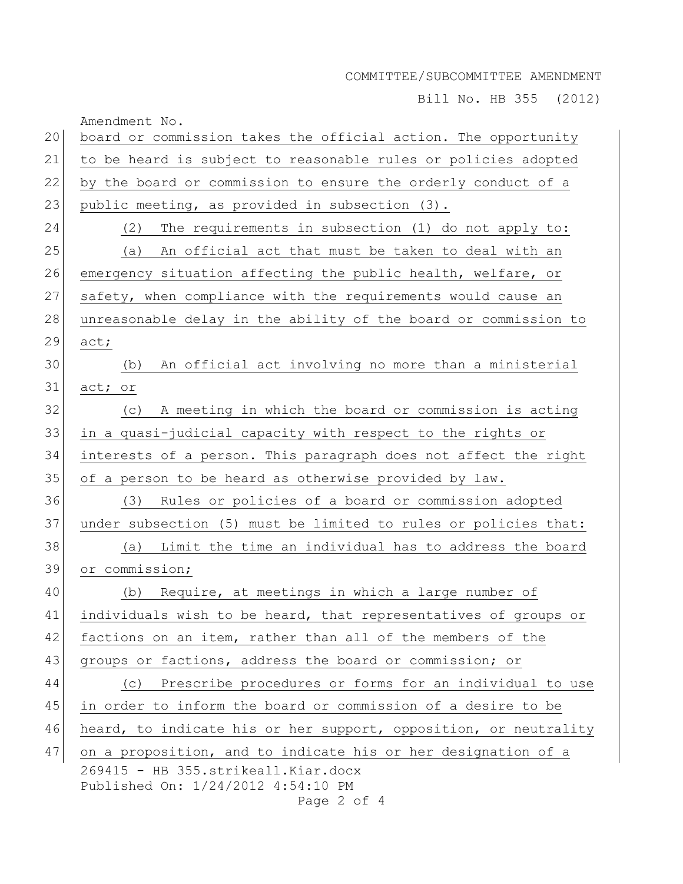board or commission takes the official action. The opportunity to be heard is subject to reasonable rules or policies adopted by the board or commission to ensure the orderly conduct of a public meeting, as provided in subsection (3).

(2) The requirements in subsection (1) do not apply to:

(a) An official act that must be taken to deal with an emergency situation affecting the public health, welfare, or safety, when compliance with the requirements would cause an unreasonable delay in the ability of the board or commission to act;

(b) An official act involving no more than a ministerial act; or

(c) A meeting in which the board or commission is acting in a quasi-judicial capacity with respect to the rights or interests of a person. This paragraph does not affect the right of a person to be heard as otherwise provided by law.

(3) Rules or policies of a board or commission adopted under subsection (5) must be limited to rules or policies that:

(a) Limit the time an individual has to address the board or commission;

(b) Require, at meetings in which a large number of individuals wish to be heard, that representatives of groups or factions on an item, rather than all of the members of the groups or factions, address the board or commission; or

(c) Prescribe procedures or forms for an individual to use in order to inform the board or commission of a desire to be heard, to indicate his or her support, opposition, or neutrality on a proposition, and to indicate his or her designation of a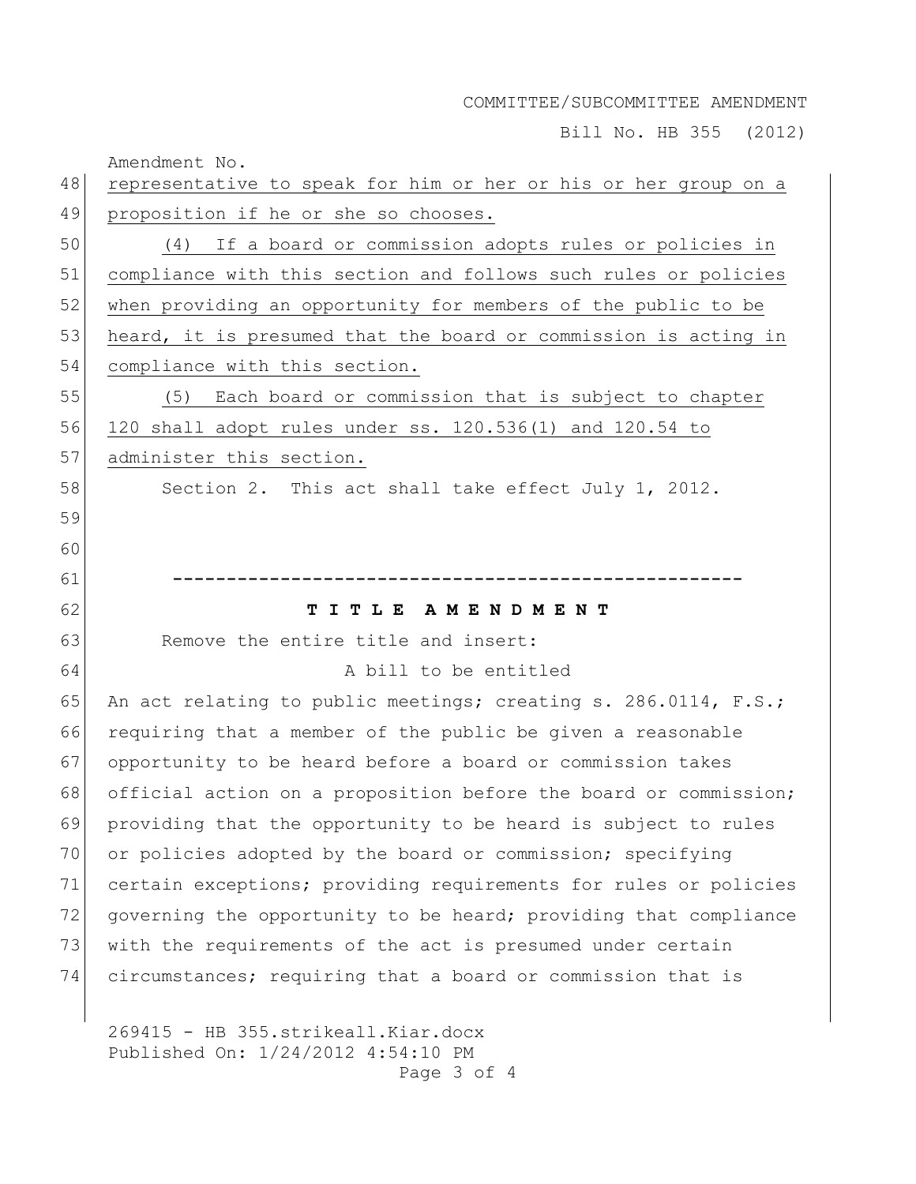COMMITTEE/SUBCOMMITTEE AMENDMENT

Bill No. HB 355 (2012)

Amendment No.

representative to speak for him or her or his or her group on a proposition if he or she so chooses.

(4) If a board or commission adopts rules or policies in compliance with this section and follows such rules or policies when providing an opportunity for members of the public to be heard, it is presumed that the board or commission is acting in compliance with this section.

(5) Each board or commission that is subject to chapter 120 shall adopt rules under ss. 120.536(1) and 120.54 to administer this section.

Section 2. This act shall take effect July 1, 2012.

-----------------------------------------------------

**T I T L E A M E N D M E N T**

Remove the entire title and insert:

A bill to be entitled

An act relating to public meetings; creating s. 286.0114, F.S.; requiring that a member of the public be given a reasonable opportunity to be heard before a board or commission takes official action on a proposition before the board or commission; providing that the opportunity to be heard is subject to rules or policies adopted by the board or commission; specifying certain exceptions; providing requirements for rules or policies governing the opportunity to be heard; providing that compliance with the requirements of the act is presumed under certain circumstances; requiring that a board or commission that is

269415 - HB 355.strikeall.Kiar.docx
Published On: 1/24/2012 4:54:10 PM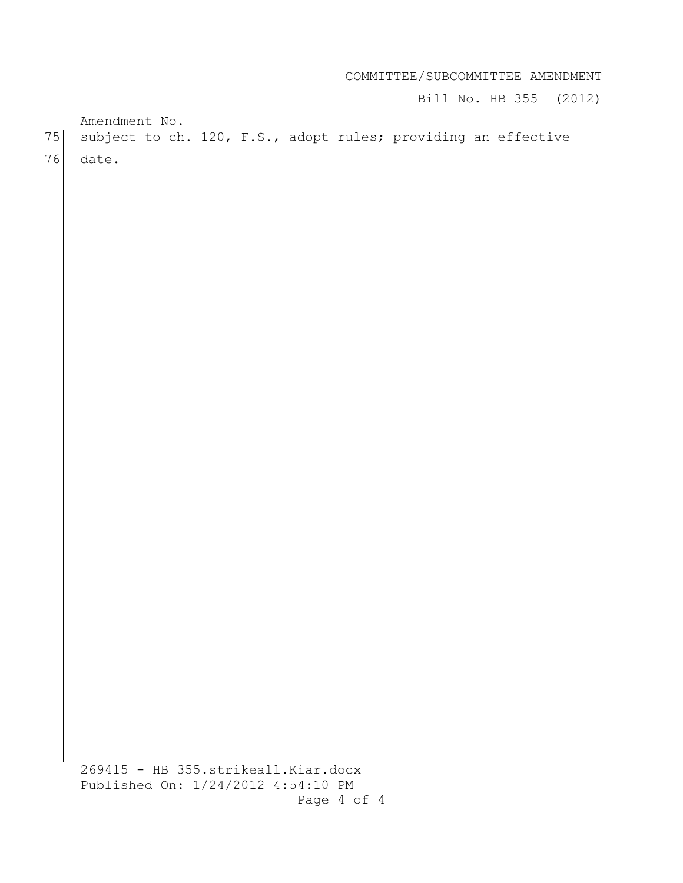subject to ch. 120, F.S., adopt rules; providing an effective date.

269415 - HB 355.strikeall.Kiar.docx
Published On: 1/24/2012 4:54:10 PM